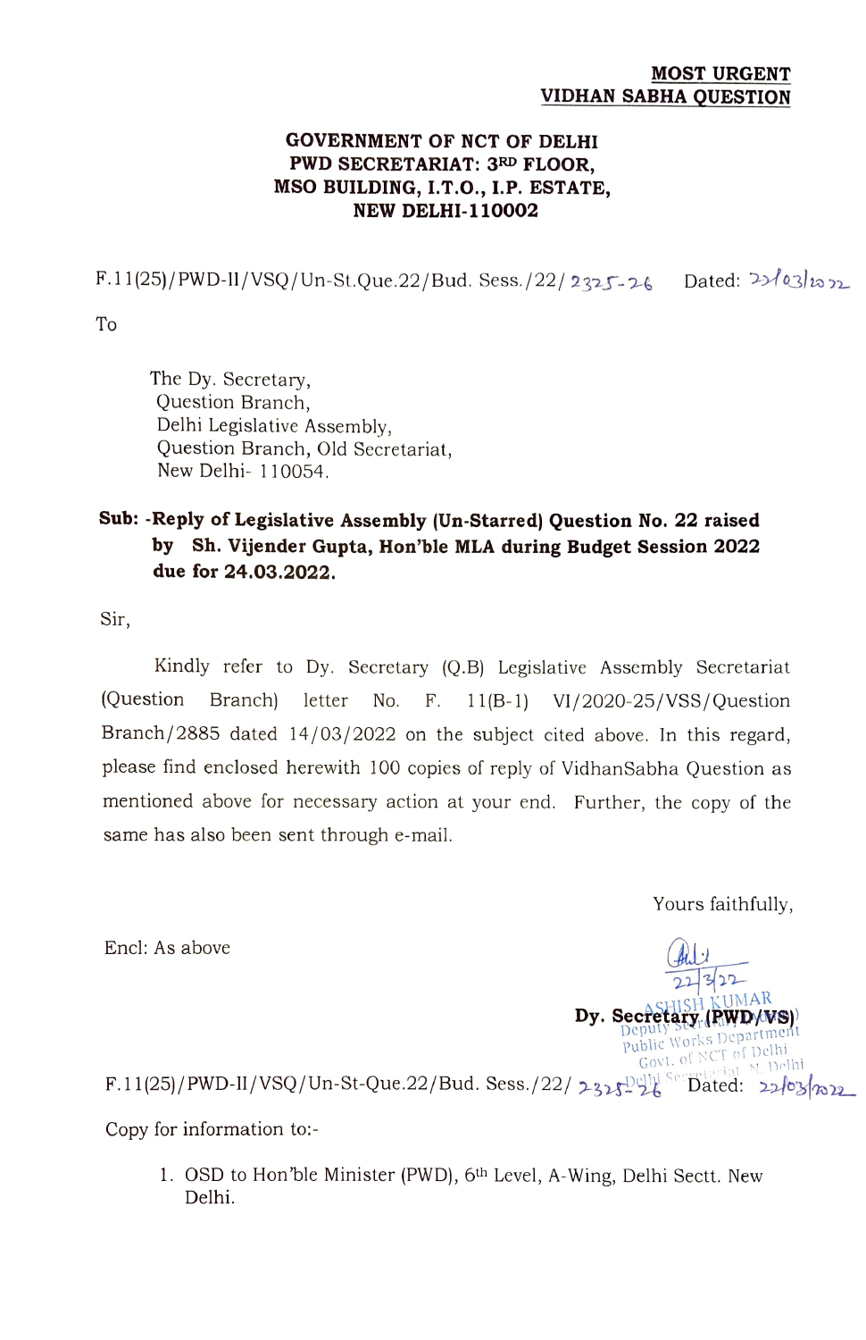**MOST URGENT**
**VIDHAN SABHA QUESTION**

**GOVERNMENT OF NCT OF DELHI**
**PWD SECRETARIAT: 3RD FLOOR,**
**MSO BUILDING, I.T.O., I.P. ESTATE,**
**NEW DELHI-110002**

F.11(25)/PWD-II/VSQ/Un-St.Que.22/Bud. Sess./22/ 2325-26 Dated: 22/03/2022

To

The Dy. Secretary,
Question Branch,
Delhi Legislative Assembly,
Question Branch, Old Secretariat,
New Delhi- 110054.

**Sub: -Reply of Legislative Assembly (Un-Starred) Question No. 22 raised by Sh. Vijender Gupta, Hon'ble MLA during Budget Session 2022 due for 24.03.2022.**

Sir,

Kindly refer to Dy. Secretary (Q.B) Legislative Assembly Secretariat (Question Branch) letter No. F. 11(B-1) VI/2020-25/VSS/Question Branch/2885 dated 14/03/2022 on the subject cited above. In this regard, please find enclosed herewith 100 copies of reply of VidhanSabha Question as mentioned above for necessary action at your end. Further, the copy of the same has also been sent through e-mail.

Yours faithfully,

Encl: As above

22/3/22
ASHISH KUMAR
**Dy. Secretary (PWD/VS)**
Deputy Secretary
Public Works Department
Govt. of NCT of Delhi
Delhi Secretariat, N. Delhi

F.11(25)/PWD-II/VSQ/Un-St-Que.22/Bud. Sess./22/ 2325-26 Dated: 22/03/2022

Copy for information to:-

1. OSD to Hon'ble Minister (PWD), 6th Level, A-Wing, Delhi Sectt. New Delhi.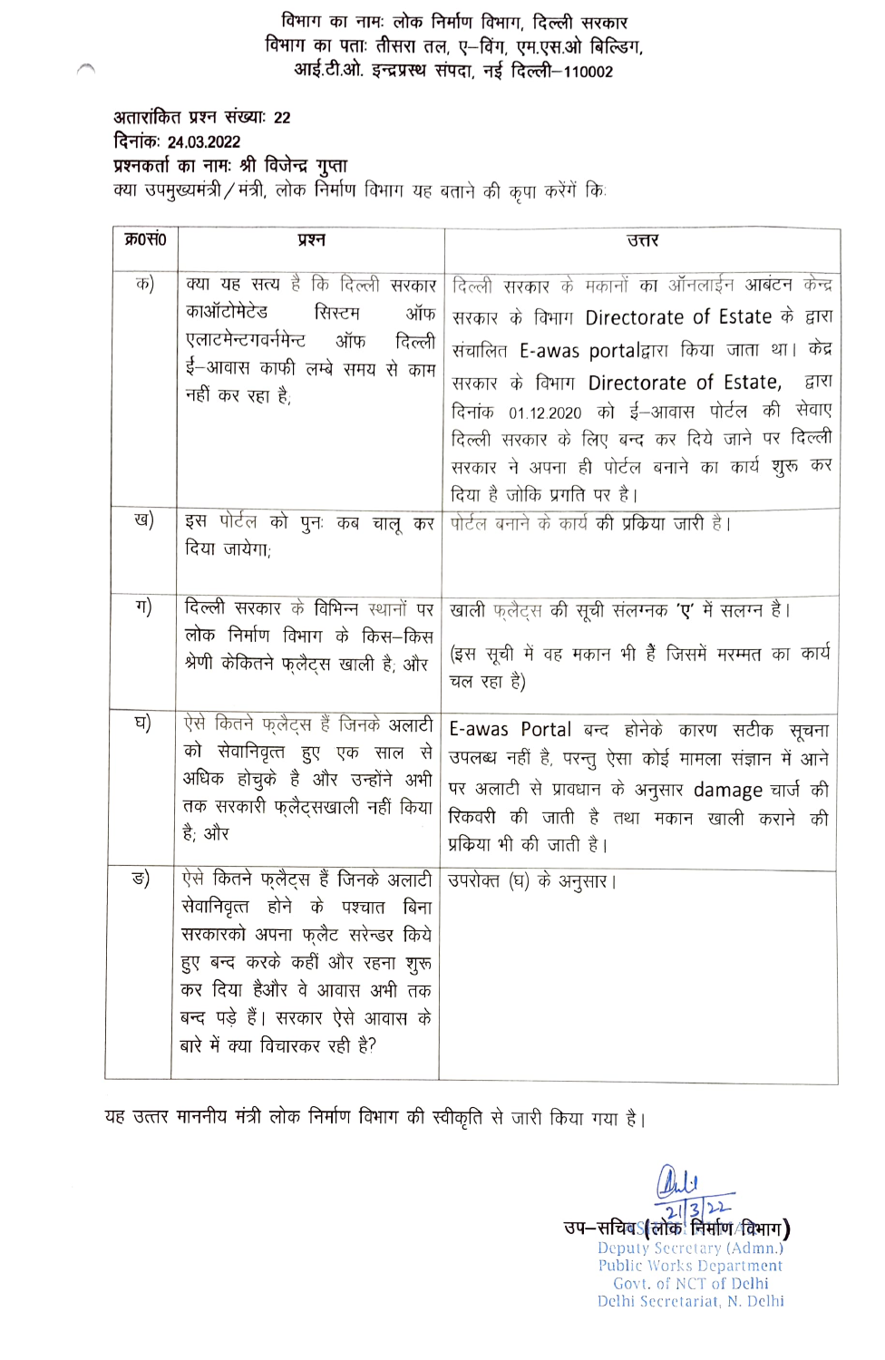विभाग का नामः लोक निर्माण विभाग, दिल्ली सरकार
विभाग का पताः तीसरा तल, ए–विंग, एम.एस.ओ बिल्डिग,
आई.टी.ओ. इन्द्रप्रस्थ संपदा, नई दिल्ली–110002

**अतारांकित प्रश्न संख्याः 22**
**दिनांकः 24.03.2022**
**प्रश्नकर्ता का नामः श्री विजेन्द्र गुप्ता**
क्या उपमुख्यमंत्री / मंत्री, लोक निर्माण विभाग यह बताने की कृपा करेंगें कि:

| क्र0सं0 | प्रश्न | उत्तर |
| --- | --- | --- |
| क) | क्या यह सत्य है कि दिल्ली सरकार काऑटोमेटेड सिस्टम ऑफ एलाटमेन्टगवर्नमेन्ट ऑफ दिल्ली ई–आवास काफी लम्बे समय से काम नहीं कर रहा है, | दिल्ली सरकार के मकानों का ऑनलाईन आबंटन केन्द्र सरकार के विभाग Directorate of Estate के द्वारा संचालित E-awas portalद्वारा किया जाता था। केंद्र सरकार के विभाग Directorate of Estate, द्वारा दिनांक 01.12.2020 को ई–आवास पोर्टल की सेवाए दिल्ली सरकार के लिए बन्द कर दिये जाने पर दिल्ली सरकार ने अपना ही पोर्टल बनाने का कार्य शुरू कर दिया है जोकि प्रगति पर है। |
| ख) | इस पोर्टल को पुनः कब चालू कर दिया जायेगा; | पोर्टल बनाने के कार्य की प्रकिया जारी है। |
| ग) | दिल्ली सरकार के विभिन्न स्थानों पर लोक निर्माण विभाग के किस–किस श्रेणी केकितने फ्लैट्स खाली है; और | खाली फ्लैट्स की सूची संलग्नक 'ए' में सलग्न है। (इस सूची में वह मकान भी हैं जिसमें मरम्मत का कार्य चल रहा है) |
| घ) | ऐसे कितने फ्लैट्स हैं जिनके अलाटी को सेवानिवृत्त हुए एक साल से अधिक होचुके है और उन्होंने अभी तक सरकारी फ्लैट्सखाली नहीं किया है; और | E-awas Portal बन्द होनेके कारण सटीक सूचना उपलब्ध नहीं है, परन्तु ऐसा कोई मामला संज्ञान में आने पर अलाटी से प्रावधान के अनुसार damage चार्ज की रिकवरी की जाती है तथा मकान खाली कराने की प्रकिया भी की जाती है। |
| ड) | ऐसे कितने फ्लैट्स हैं जिनके अलाटी सेवानिवृत्त होने के पश्चात बिना सरकारको अपना फ्लैट सरेन्डर किये हुए बन्द करके कहीं और रहना शुरू कर दिया हैऔर वे आवास अभी तक बन्द पड़े हैं। सरकार ऐसे आवास के बारे में क्या विचारकर रही है? | उपरोक्त (घ) के अनुसार। |

यह उत्तर माननीय मंत्री लोक निर्माण विभाग की स्वीकृति से जारी किया गया है।

21/3/22
**उप–सचिव (लोक निर्माण विभाग)**
Deputy Secretary (Admn.)
Public Works Department
Govt. of NCT of Delhi
Delhi Secretariat, N. Delhi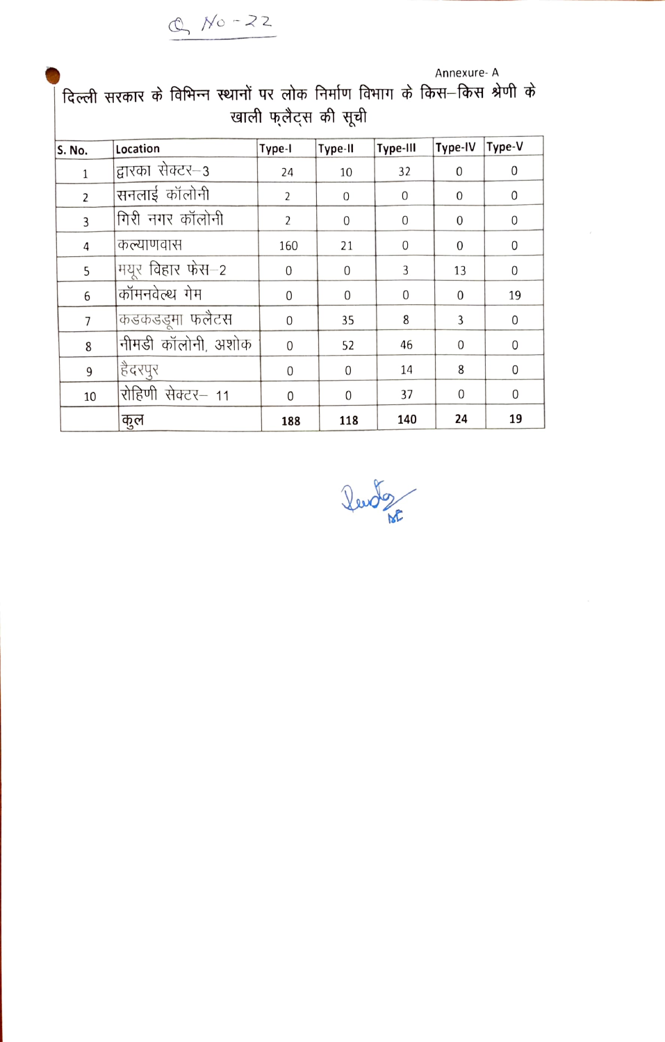Q No - 22

Annexure- A

दिल्ली सरकार के विभिन्न स्थानों पर लोक निर्माण विभाग के किस–किस श्रेणी के खाली फ्लैट्स की सूची

| S. No. | Location | Type-I | Type-II | Type-III | Type-IV | Type-V |
|---|---|---|---|---|---|---|
| 1 | द्वारका सेक्टर–3 | 24 | 10 | 32 | 0 | 0 |
| 2 | सनलाई कॉलोनी | 2 | 0 | 0 | 0 | 0 |
| 3 | गिरी नगर कॉलोनी | 2 | 0 | 0 | 0 | 0 |
| 4 | कल्याणवास | 160 | 21 | 0 | 0 | 0 |
| 5 | मयूर विहार फेस–2 | 0 | 0 | 3 | 13 | 0 |
| 6 | कॉमनवेल्थ गेम | 0 | 0 | 0 | 0 | 19 |
| 7 | कडकडडूमा फलैटस | 0 | 35 | 8 | 3 | 0 |
| 8 | नीमडी कॉलोनी, अशोक | 0 | 52 | 46 | 0 | 0 |
| 9 | हैदरपुर | 0 | 0 | 14 | 8 | 0 |
| 10 | रोहिणी सेक्टर– 11 | 0 | 0 | 37 | 0 | 0 |
| | कुल | **188** | **118** | **140** | **24** | **19** |